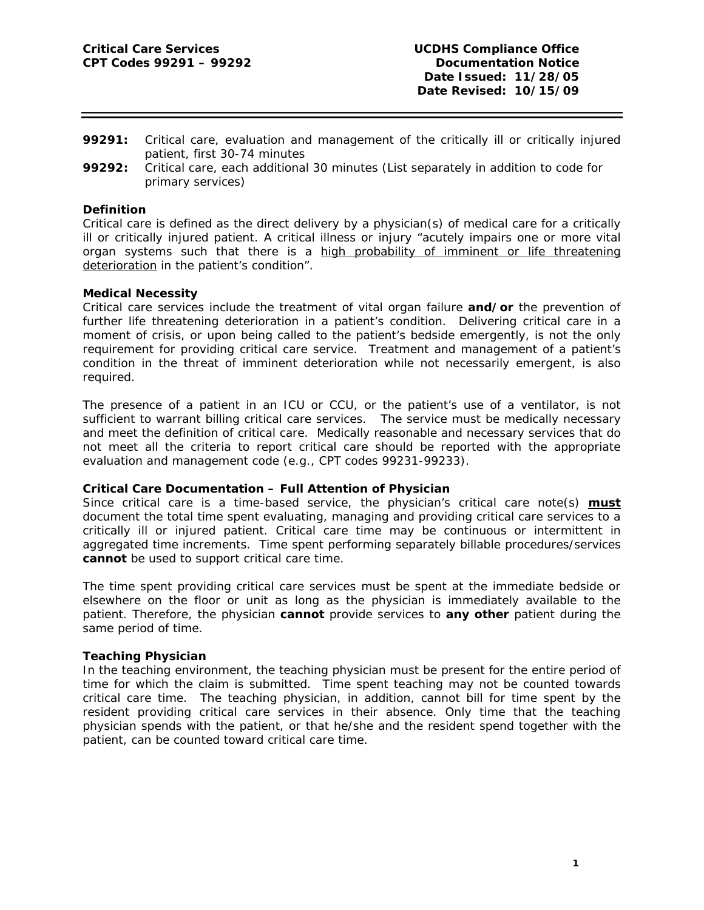**Critical Care Services**
**CPT Codes 99291 – 99292**

**UCDHS Compliance Office**
**Documentation Notice**
**Date Issued: 11/28/05**
**Date Revised: 10/15/09**

---

**99291:** Critical care, evaluation and management of the critically ill or critically injured patient, first 30-74 minutes

**99292:** Critical care, each additional 30 minutes (List separately in addition to code for primary services)

### Definition

Critical care is defined as the direct delivery by a physician(s) of medical care for a critically ill or critically injured patient. A critical illness or injury "acutely impairs one or more vital organ systems such that there is a <u>high probability of imminent or life threatening deterioration</u> in the patient's condition".

### Medical Necessity

Critical care services include the treatment of vital organ failure **and/or** the prevention of further life threatening deterioration in a patient's condition. Delivering critical care in a moment of crisis, or upon being called to the patient's bedside emergently, is not the only requirement for providing critical care service. Treatment and management of a patient's condition in the threat of imminent deterioration while not necessarily emergent, is also required.

The presence of a patient in an ICU or CCU, or the patient's use of a ventilator, is not sufficient to warrant billing critical care services. The service must be medically necessary and meet the definition of critical care. Medically reasonable and necessary services that do not meet all the criteria to report critical care should be reported with the appropriate evaluation and management code (e.g., CPT codes 99231-99233).

### Critical Care Documentation – Full Attention of Physician

Since critical care is a time-based service, the physician's critical care note(s) <u>**must**</u> document the total time spent evaluating, managing and providing critical care services to a critically ill or injured patient. Critical care time may be continuous or intermittent in aggregated time increments. Time spent performing separately billable procedures/services **cannot** be used to support critical care time.

The time spent providing critical care services must be spent at the immediate bedside or elsewhere on the floor or unit as long as the physician is immediately available to the patient. Therefore, the physician **cannot** provide services to **any other** patient during the same period of time.

### Teaching Physician

In the teaching environment, the teaching physician must be present for the entire period of time for which the claim is submitted. Time spent teaching may not be counted towards critical care time. The teaching physician, in addition, cannot bill for time spent by the resident providing critical care services in their absence. Only time that the teaching physician spends with the patient, or that he/she and the resident spend together with the patient, can be counted toward critical care time.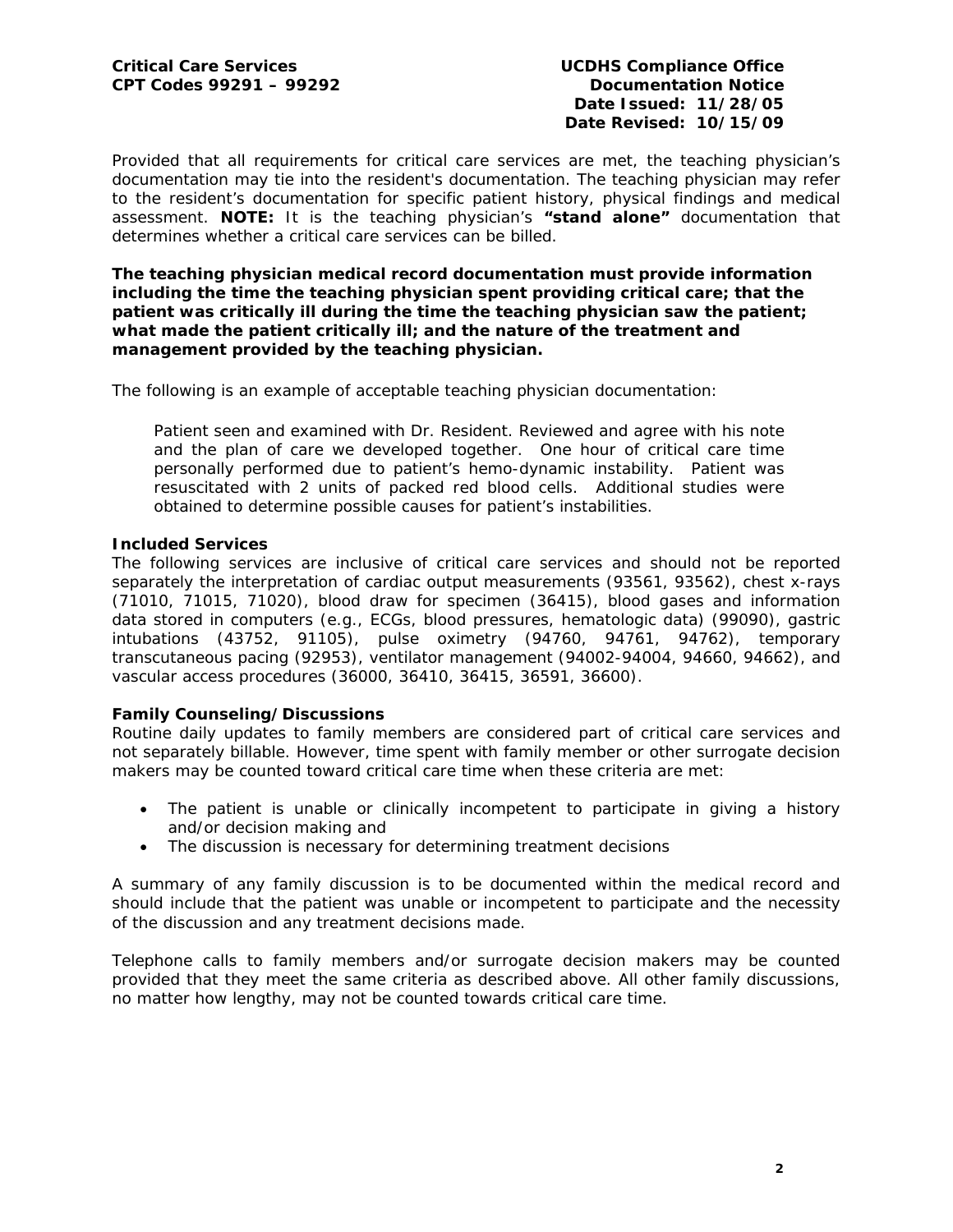Provided that all requirements for critical care services are met, the teaching physician's documentation may tie into the resident's documentation. The teaching physician may refer to the resident's documentation for specific patient history, physical findings and medical assessment. **NOTE:** It is the teaching physician's **"stand alone"** documentation that determines whether a critical care services can be billed.

**The teaching physician medical record documentation must provide information including the time the teaching physician spent providing critical care; that the patient was critically ill during the time the teaching physician saw the patient; what made the patient critically ill; and the nature of the treatment and management provided by the teaching physician.**

The following is an example of acceptable teaching physician documentation:

> Patient seen and examined with Dr. Resident. Reviewed and agree with his note and the plan of care we developed together. One hour of critical care time personally performed due to patient's hemo-dynamic instability. Patient was resuscitated with 2 units of packed red blood cells. Additional studies were obtained to determine possible causes for patient's instabilities.

**Included Services**

The following services are inclusive of critical care services and should not be reported separately the interpretation of cardiac output measurements (93561, 93562), chest x-rays (71010, 71015, 71020), blood draw for specimen (36415), blood gases and information data stored in computers (e.g., ECGs, blood pressures, hematologic data) (99090), gastric intubations (43752, 91105), pulse oximetry (94760, 94761, 94762), temporary transcutaneous pacing (92953), ventilator management (94002-94004, 94660, 94662), and vascular access procedures (36000, 36410, 36415, 36591, 36600).

**Family Counseling/Discussions**

Routine daily updates to family members are considered part of critical care services and not separately billable. However, time spent with family member or other surrogate decision makers may be counted toward critical care time when these criteria are met:

- The patient is unable or clinically incompetent to participate in giving a history and/or decision making and
- The discussion is necessary for determining treatment decisions

A summary of any family discussion is to be documented within the medical record and should include that the patient was unable or incompetent to participate and the necessity of the discussion and any treatment decisions made.

Telephone calls to family members and/or surrogate decision makers may be counted provided that they meet the same criteria as described above. All other family discussions, no matter how lengthy, may not be counted towards critical care time.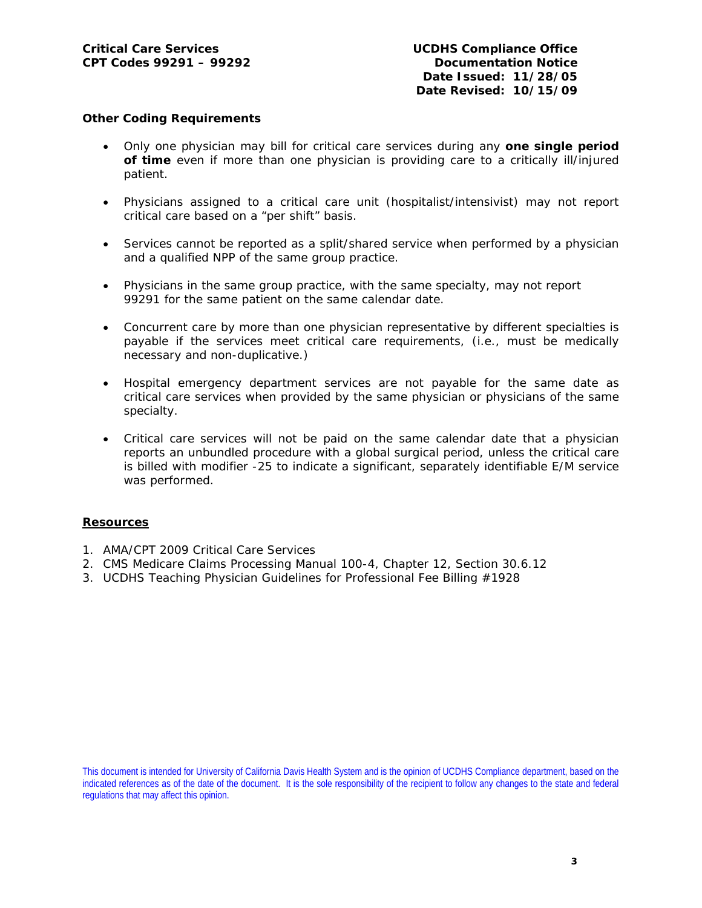**Other Coding Requirements**

- Only one physician may bill for critical care services during any **one single period of time** even if more than one physician is providing care to a critically ill/injured patient.
- Physicians assigned to a critical care unit (hospitalist/intensivist) may not report critical care based on a "per shift" basis.
- Services cannot be reported as a split/shared service when performed by a physician and a qualified NPP of the same group practice.
- Physicians in the same group practice, with the same specialty, may not report 99291 for the same patient on the same calendar date.
- Concurrent care by more than one physician representative by different specialties is payable if the services meet critical care requirements, (i.e., must be medically necessary and non-duplicative.)
- Hospital emergency department services are not payable for the same date as critical care services when provided by the same physician or physicians of the same specialty.
- Critical care services will not be paid on the same calendar date that a physician reports an unbundled procedure with a global surgical period, unless the critical care is billed with modifier -25 to indicate a significant, separately identifiable E/M service was performed.

## Resources

1. AMA/CPT 2009 Critical Care Services
2. CMS Medicare Claims Processing Manual 100-4, Chapter 12, Section 30.6.12
3. UCDHS Teaching Physician Guidelines for Professional Fee Billing #1928

This document is intended for University of California Davis Health System and is the opinion of UCDHS Compliance department, based on the indicated references as of the date of the document. It is the sole responsibility of the recipient to follow any changes to the state and federal regulations that may affect this opinion.